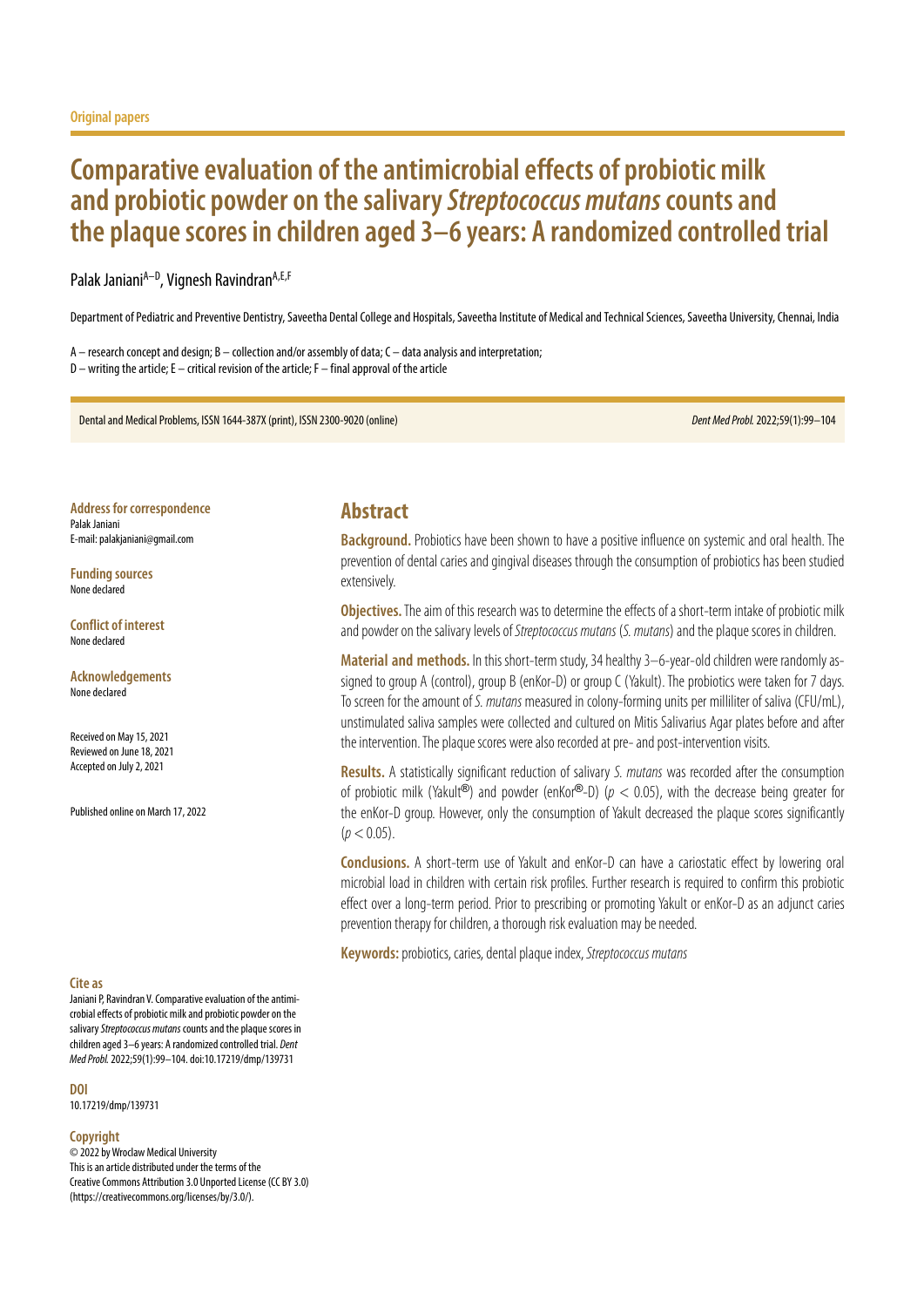Original papers

# Comparative evaluation of the antimicrobial effects of probiotic milk and probiotic powder on the salivary *Streptococcus mutans* counts and the plaque scores in children aged 3–6 years: A randomized controlled trial

Palak Janiani[A–D], Vignesh Ravindran[A,E,F]

Department of Pediatric and Preventive Dentistry, Saveetha Dental College and Hospitals, Saveetha Institute of Medical and Technical Sciences, Saveetha University, Chennai, India

A – research concept and design; B – collection and/or assembly of data; C – data analysis and interpretation;
D – writing the article; E – critical revision of the article; F – final approval of the article

Dental and Medical Problems, ISSN 1644-387X (print), ISSN 2300-9020 (online)

**Address for correspondence**
Palak Janiani
E-mail: palakjaniani@gmail.com

**Funding sources**
None declared

**Conflict of interest**
None declared

**Acknowledgements**
None declared

Received on May 15, 2021
Reviewed on June 18, 2021
Accepted on July 2, 2021

Published online on March 17, 2022

## Abstract

**Background.** Probiotics have been shown to have a positive influence on systemic and oral health. The prevention of dental caries and gingival diseases through the consumption of probiotics has been studied extensively.

**Objectives.** The aim of this research was to determine the effects of a short-term intake of probiotic milk and powder on the salivary levels of *Streptococcus mutans* (*S. mutans*) and the plaque scores in children.

**Material and methods.** In this short-term study, 34 healthy 3–6-year-old children were randomly assigned to group A (control), group B (enKor-D) or group C (Yakult). The probiotics were taken for 7 days. To screen for the amount of *S. mutans* measured in colony-forming units per milliliter of saliva (CFU/mL), unstimulated saliva samples were collected and cultured on Mitis Salivarius Agar plates before and after the intervention. The plaque scores were also recorded at pre- and post-intervention visits.

**Results.** A statistically significant reduction of salivary *S. mutans* was recorded after the consumption of probiotic milk (Yakult®) and powder (enKor®-D) ($p < 0.05$), with the decrease being greater for the enKor-D group. However, only the consumption of Yakult decreased the plaque scores significantly ($p < 0.05$).

**Conclusions.** A short-term use of Yakult and enKor-D can have a cariostatic effect by lowering oral microbial load in children with certain risk profiles. Further research is required to confirm this probiotic effect over a long-term period. Prior to prescribing or promoting Yakult or enKor-D as an adjunct caries prevention therapy for children, a thorough risk evaluation may be needed.

**Keywords:** probiotics, caries, dental plaque index, *Streptococcus mutans*

**Cite as**
Janiani P, Ravindran V. Comparative evaluation of the antimicrobial effects of probiotic milk and probiotic powder on the salivary *Streptococcus mutans* counts and the plaque scores in children aged 3–6 years: A randomized controlled trial. *Dent Med Probl.* 2022;59(1):99–104. doi:10.17219/dmp/139731

**DOI**
10.17219/dmp/139731

**Copyright**
© 2022 by Wroclaw Medical University
This is an article distributed under the terms of the Creative Commons Attribution 3.0 Unported License (CC BY 3.0) (https://creativecommons.org/licenses/by/3.0/).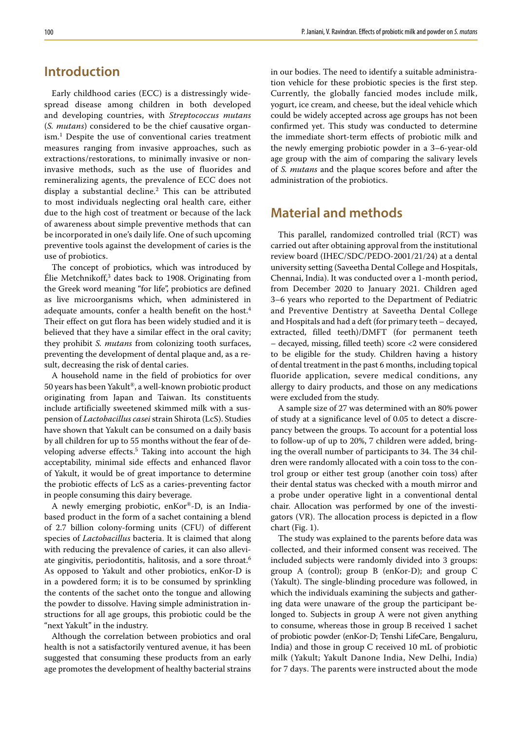## Introduction

Early childhood caries (ECC) is a distressingly widespread disease among children in both developed and developing countries, with *Streptococcus mutans* (*S. mutans*) considered to be the chief causative organism.[1] Despite the use of conventional caries treatment measures ranging from invasive approaches, such as extractions/restorations, to minimally invasive or non-invasive methods, such as the use of fluorides and remineralizing agents, the prevalence of ECC does not display a substantial decline.[2] This can be attributed to most individuals neglecting oral health care, either due to the high cost of treatment or because of the lack of awareness about simple preventive methods that can be incorporated in one's daily life. One of such upcoming preventive tools against the development of caries is the use of probiotics.

The concept of probiotics, which was introduced by Élie Metchnikoff,[3] dates back to 1908. Originating from the Greek word meaning "for life", probiotics are defined as live microorganisms which, when administered in adequate amounts, confer a health benefit on the host.[4] Their effect on gut flora has been widely studied and it is believed that they have a similar effect in the oral cavity; they prohibit *S. mutans* from colonizing tooth surfaces, preventing the development of dental plaque and, as a result, decreasing the risk of dental caries.

A household name in the field of probiotics for over 50 years has been Yakult®, a well-known probiotic product originating from Japan and Taiwan. Its constituents include artificially sweetened skimmed milk with a suspension of *Lactobacillus casei* strain Shirota (LcS). Studies have shown that Yakult can be consumed on a daily basis by all children for up to 55 months without the fear of developing adverse effects.[5] Taking into account the high acceptability, minimal side effects and enhanced flavor of Yakult, it would be of great importance to determine the probiotic effects of LcS as a caries-preventing factor in people consuming this dairy beverage.

A newly emerging probiotic, enKor®-D, is an India-based product in the form of a sachet containing a blend of 2.7 billion colony-forming units (CFU) of different species of *Lactobacillus* bacteria. It is claimed that along with reducing the prevalence of caries, it can also alleviate gingivitis, periodontitis, halitosis, and a sore throat.[6] As opposed to Yakult and other probiotics, enKor-D is in a powdered form; it is to be consumed by sprinkling the contents of the sachet onto the tongue and allowing the powder to dissolve. Having simple administration instructions for all age groups, this probiotic could be the "next Yakult" in the industry.

Although the correlation between probiotics and oral health is not a satisfactorily ventured avenue, it has been suggested that consuming these products from an early age promotes the development of healthy bacterial strains in our bodies. The need to identify a suitable administration vehicle for these probiotic species is the first step. Currently, the globally fancied modes include milk, yogurt, ice cream, and cheese, but the ideal vehicle which could be widely accepted across age groups has not been confirmed yet. This study was conducted to determine the immediate short-term effects of probiotic milk and the newly emerging probiotic powder in a 3–6-year-old age group with the aim of comparing the salivary levels of *S. mutans* and the plaque scores before and after the administration of the probiotics.

## Material and methods

This parallel, randomized controlled trial (RCT) was carried out after obtaining approval from the institutional review board (IHEC/SDC/PEDO-2001/21/24) at a dental university setting (Saveetha Dental College and Hospitals, Chennai, India). It was conducted over a 1-month period, from December 2020 to January 2021. Children aged 3–6 years who reported to the Department of Pediatric and Preventive Dentistry at Saveetha Dental College and Hospitals and had a deft (for primary teeth – decayed, extracted, filled teeth)/DMFT (for permanent teeth – decayed, missing, filled teeth) score <2 were considered to be eligible for the study. Children having a history of dental treatment in the past 6 months, including topical fluoride application, severe medical conditions, any allergy to dairy products, and those on any medications were excluded from the study.

A sample size of 27 was determined with an 80% power of study at a significance level of 0.05 to detect a discrepancy between the groups. To account for a potential loss to follow-up of up to 20%, 7 children were added, bringing the overall number of participants to 34. The 34 children were randomly allocated with a coin toss to the control group or either test group (another coin toss) after their dental status was checked with a mouth mirror and a probe under operative light in a conventional dental chair. Allocation was performed by one of the investigators (VR). The allocation process is depicted in a flow chart (Fig. 1).

The study was explained to the parents before data was collected, and their informed consent was received. The included subjects were randomly divided into 3 groups: group A (control); group B (enKor-D); and group C (Yakult). The single-blinding procedure was followed, in which the individuals examining the subjects and gathering data were unaware of the group the participant belonged to. Subjects in group A were not given anything to consume, whereas those in group B received 1 sachet of probiotic powder (enKor-D; Tenshi LifeCare, Bengaluru, India) and those in group C received 10 mL of probiotic milk (Yakult; Yakult Danone India, New Delhi, India) for 7 days. The parents were instructed about the mode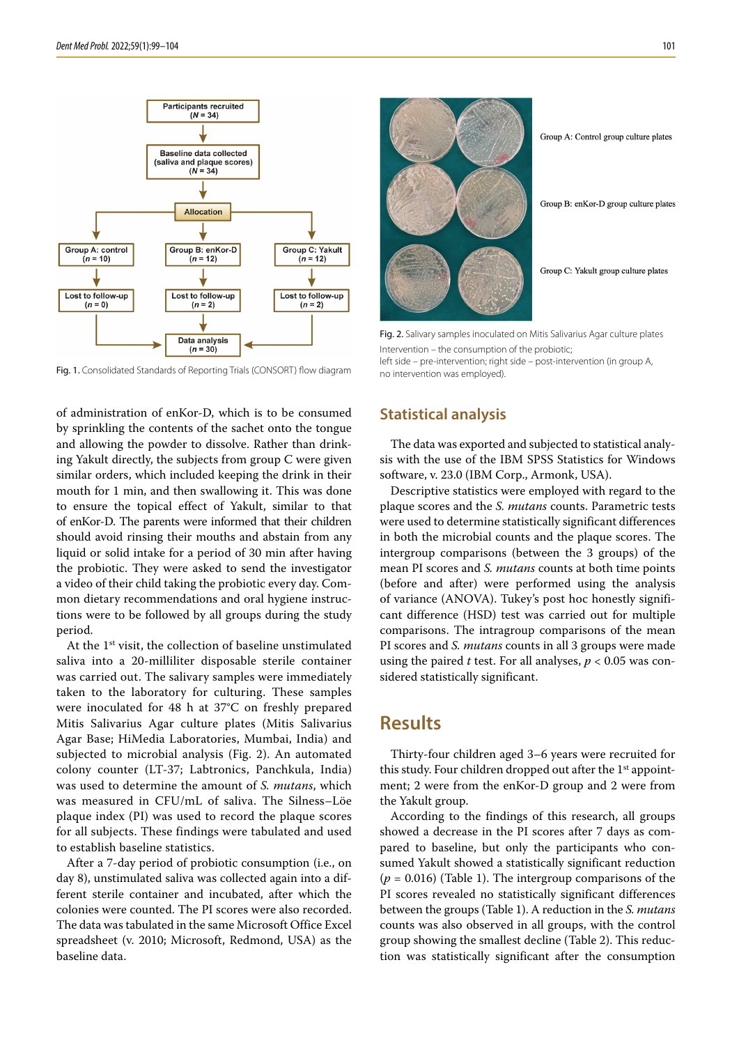Fig. 1. Consolidated Standards of Reporting Trials (CONSORT) flow diagram

Fig. 2. Salivary samples inoculated on Mitis Salivarius Agar culture plates

Intervention – the consumption of the probiotic;
left side – pre-intervention; right side – post-intervention (in group A, no intervention was employed).

of administration of enKor-D, which is to be consumed by sprinkling the contents of the sachet onto the tongue and allowing the powder to dissolve. Rather than drinking Yakult directly, the subjects from group C were given similar orders, which included keeping the drink in their mouth for 1 min, and then swallowing it. This was done to ensure the topical effect of Yakult, similar to that of enKor-D. The parents were informed that their children should avoid rinsing their mouths and abstain from any liquid or solid intake for a period of 30 min after having the probiotic. They were asked to send the investigator a video of their child taking the probiotic every day. Common dietary recommendations and oral hygiene instructions were to be followed by all groups during the study period.

At the 1st visit, the collection of baseline unstimulated saliva into a 20-milliliter disposable sterile container was carried out. The salivary samples were immediately taken to the laboratory for culturing. These samples were inoculated for 48 h at 37°C on freshly prepared Mitis Salivarius Agar culture plates (Mitis Salivarius Agar Base; HiMedia Laboratories, Mumbai, India) and subjected to microbial analysis (Fig. 2). An automated colony counter (LT-37; Labtronics, Panchkula, India) was used to determine the amount of *S. mutans*, which was measured in CFU/mL of saliva. The Silness–Löe plaque index (PI) was used to record the plaque scores for all subjects. These findings were tabulated and used to establish baseline statistics.

After a 7-day period of probiotic consumption (i.e., on day 8), unstimulated saliva was collected again into a different sterile container and incubated, after which the colonies were counted. The PI scores were also recorded. The data was tabulated in the same Microsoft Office Excel spreadsheet (v. 2010; Microsoft, Redmond, USA) as the baseline data.

## Statistical analysis

The data was exported and subjected to statistical analysis with the use of the IBM SPSS Statistics for Windows software, v. 23.0 (IBM Corp., Armonk, USA).

Descriptive statistics were employed with regard to the plaque scores and the *S. mutans* counts. Parametric tests were used to determine statistically significant differences in both the microbial counts and the plaque scores. The intergroup comparisons (between the 3 groups) of the mean PI scores and *S. mutans* counts at both time points (before and after) were performed using the analysis of variance (ANOVA). Tukey's post hoc honestly significant difference (HSD) test was carried out for multiple comparisons. The intragroup comparisons of the mean PI scores and *S. mutans* counts in all 3 groups were made using the paired *t* test. For all analyses, $p < 0.05$ was considered statistically significant.

# Results

Thirty-four children aged 3–6 years were recruited for this study. Four children dropped out after the 1st appointment; 2 were from the enKor-D group and 2 were from the Yakult group.

According to the findings of this research, all groups showed a decrease in the PI scores after 7 days as compared to baseline, but only the participants who consumed Yakult showed a statistically significant reduction ($p = 0.016$) (Table 1). The intergroup comparisons of the PI scores revealed no statistically significant differences between the groups (Table 1). A reduction in the *S. mutans* counts was also observed in all groups, with the control group showing the smallest decline (Table 2). This reduction was statistically significant after the consumption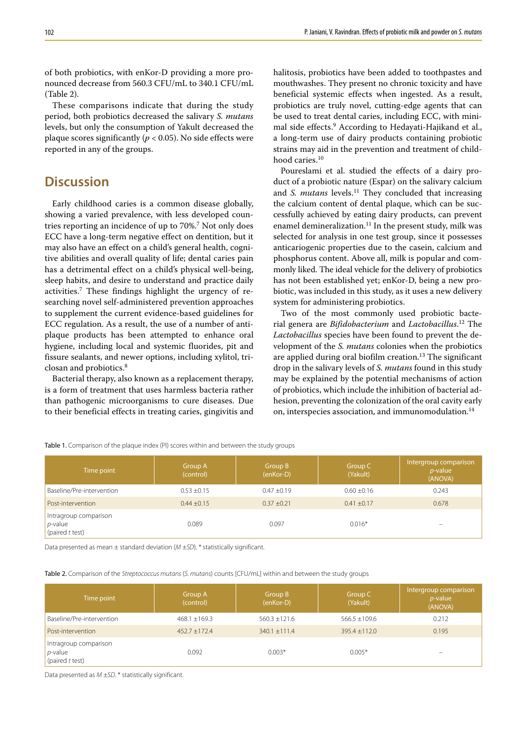of both probiotics, with enKor-D providing a more pronounced decrease from 560.3 CFU/mL to 340.1 CFU/mL (Table 2).

These comparisons indicate that during the study period, both probiotics decreased the salivary *S. mutans* levels, but only the consumption of Yakult decreased the plaque scores significantly ($p < 0.05$). No side effects were reported in any of the groups.

## Discussion

Early childhood caries is a common disease globally, showing a varied prevalence, with less developed countries reporting an incidence of up to 70%.[7] Not only does ECC have a long-term negative effect on dentition, but it may also have an effect on a child's general health, cognitive abilities and overall quality of life; dental caries pain has a detrimental effect on a child's physical well-being, sleep habits, and desire to understand and practice daily activities.[7] These findings highlight the urgency of researching novel self-administered prevention approaches to supplement the current evidence-based guidelines for ECC regulation. As a result, the use of a number of antiplaque products has been attempted to enhance oral hygiene, including local and systemic fluorides, pit and fissure sealants, and newer options, including xylitol, triclosan and probiotics.[8]

Bacterial therapy, also known as a replacement therapy, is a form of treatment that uses harmless bacteria rather than pathogenic microorganisms to cure diseases. Due to their beneficial effects in treating caries, gingivitis and halitosis, probiotics have been added to toothpastes and mouthwashes. They present no chronic toxicity and have beneficial systemic effects when ingested. As a result, probiotics are truly novel, cutting-edge agents that can be used to treat dental caries, including ECC, with minimal side effects.[9] According to Hedayati-Hajikand et al., a long-term use of dairy products containing probiotic strains may aid in the prevention and treatment of childhood caries.[10]

Poureslami et al. studied the effects of a dairy product of a probiotic nature (Espar) on the salivary calcium and *S. mutans* levels.[11] They concluded that increasing the calcium content of dental plaque, which can be successfully achieved by eating dairy products, can prevent enamel demineralization.[11] In the present study, milk was selected for analysis in one test group, since it possesses anticariogenic properties due to the casein, calcium and phosphorus content. Above all, milk is popular and commonly liked. The ideal vehicle for the delivery of probiotics has not been established yet; enKor-D, being a new probiotic, was included in this study, as it uses a new delivery system for administering probiotics.

Two of the most commonly used probiotic bacterial genera are *Bifidobacterium* and *Lactobacillus*.[12] The *Lactobacillus* species have been found to prevent the development of the *S. mutans* colonies when the probiotics are applied during oral biofilm creation.[13] The significant drop in the salivary levels of *S. mutans* found in this study may be explained by the potential mechanisms of action of probiotics, which include the inhibition of bacterial adhesion, preventing the colonization of the oral cavity early on, interspecies association, and immunomodulation.[14]

Table 1. Comparison of the plaque index (PI) scores within and between the study groups

| Time point | Group A (control) | Group B (enKor-D) | Group C (Yakult) | Intergroup comparison *p*-value (ANOVA) |
|---|---|---|---|---|
| Baseline/Pre-intervention | 0.53 ±0.15 | 0.47 ±0.19 | 0.60 ±0.16 | 0.243 |
| Post-intervention | 0.44 ±0.15 | 0.37 ±0.21 | 0.41 ±0.17 | 0.678 |
| Intragroup comparison *p*-value (paired *t* test) | 0.089 | 0.097 | 0.016* | – |

Data presented as mean ± standard deviation (*M* ±*SD*). * statistically significant.

Table 2. Comparison of the *Streptococcus mutans* (*S. mutans*) counts [CFU/mL] within and between the study groups

| Time point | Group A (control) | Group B (enKor-D) | Group C (Yakult) | Intergroup comparison *p*-value (ANOVA) |
|---|---|---|---|---|
| Baseline/Pre-intervention | 468.1 ±169.3 | 560.3 ±121.6 | 566.5 ±109.6 | 0.212 |
| Post-intervention | 452.7 ±172.4 | 340.1 ±111.4 | 395.4 ±112.0 | 0.195 |
| Intragroup comparison *p*-value (paired *t* test) | 0.092 | 0.003* | 0.005* | – |

Data presented as *M* ±*SD*. * statistically significant.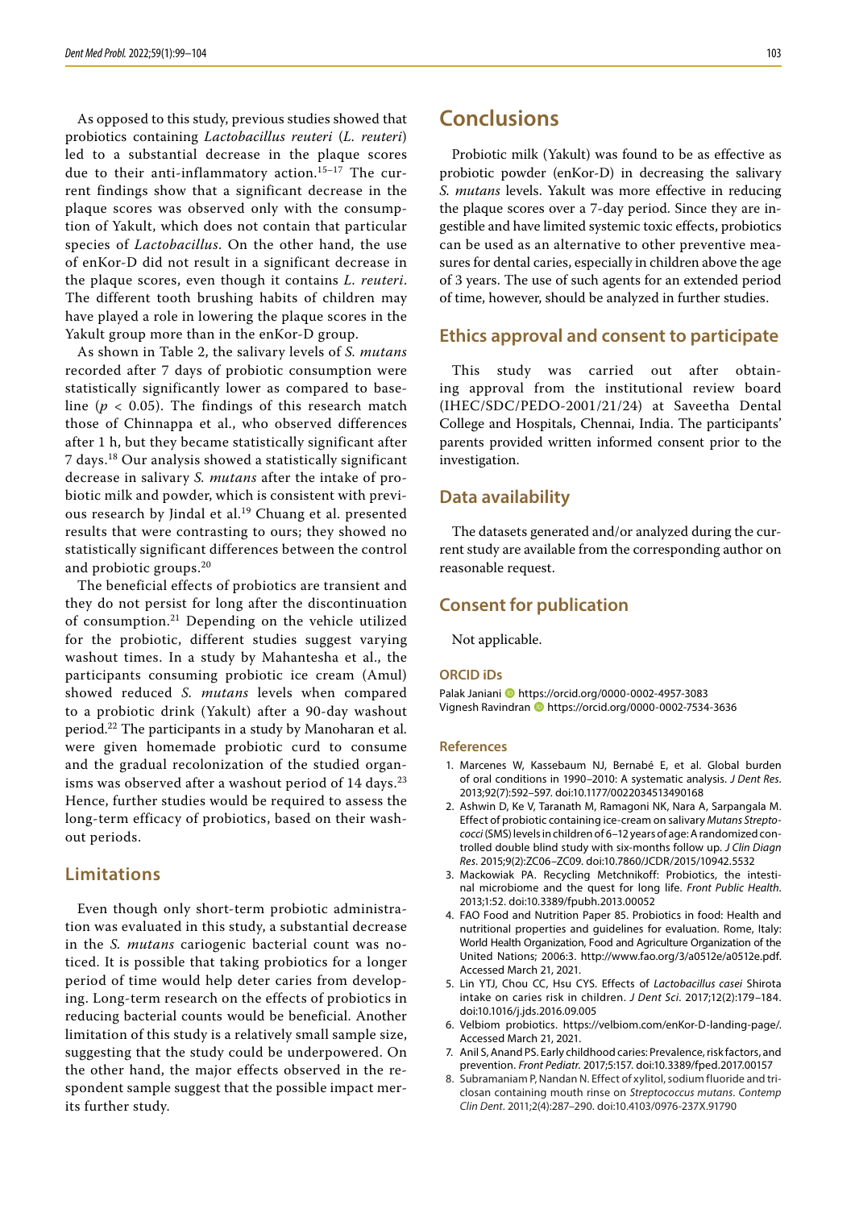As opposed to this study, previous studies showed that probiotics containing *Lactobacillus reuteri* (*L. reuteri*) led to a substantial decrease in the plaque scores due to their anti-inflammatory action.[15–17] The current findings show that a significant decrease in the plaque scores was observed only with the consumption of Yakult, which does not contain that particular species of *Lactobacillus*. On the other hand, the use of enKor-D did not result in a significant decrease in the plaque scores, even though it contains *L. reuteri*. The different tooth brushing habits of children may have played a role in lowering the plaque scores in the Yakult group more than in the enKor-D group.

As shown in Table 2, the salivary levels of *S. mutans* recorded after 7 days of probiotic consumption were statistically significantly lower as compared to baseline ($p < 0.05$). The findings of this research match those of Chinnappa et al., who observed differences after 1 h, but they became statistically significant after 7 days.[18] Our analysis showed a statistically significant decrease in salivary *S. mutans* after the intake of probiotic milk and powder, which is consistent with previous research by Jindal et al.[19] Chuang et al. presented results that were contrasting to ours; they showed no statistically significant differences between the control and probiotic groups.[20]

The beneficial effects of probiotics are transient and they do not persist for long after the discontinuation of consumption.[21] Depending on the vehicle utilized for the probiotic, different studies suggest varying washout times. In a study by Mahantesha et al., the participants consuming probiotic ice cream (Amul) showed reduced *S. mutans* levels when compared to a probiotic drink (Yakult) after a 90-day washout period.[22] The participants in a study by Manoharan et al. were given homemade probiotic curd to consume and the gradual recolonization of the studied organisms was observed after a washout period of 14 days.[23] Hence, further studies would be required to assess the long-term efficacy of probiotics, based on their washout periods.

## Limitations

Even though only short-term probiotic administration was evaluated in this study, a substantial decrease in the *S. mutans* cariogenic bacterial count was noticed. It is possible that taking probiotics for a longer period of time would help deter caries from developing. Long-term research on the effects of probiotics in reducing bacterial counts would be beneficial. Another limitation of this study is a relatively small sample size, suggesting that the study could be underpowered. On the other hand, the major effects observed in the respondent sample suggest that the possible impact merits further study.

## Conclusions

Probiotic milk (Yakult) was found to be as effective as probiotic powder (enKor-D) in decreasing the salivary *S. mutans* levels. Yakult was more effective in reducing the plaque scores over a 7-day period. Since they are ingestible and have limited systemic toxic effects, probiotics can be used as an alternative to other preventive measures for dental caries, especially in children above the age of 3 years. The use of such agents for an extended period of time, however, should be analyzed in further studies.

## Ethics approval and consent to participate

This study was carried out after obtaining approval from the institutional review board (IHEC/SDC/PEDO-2001/21/24) at Saveetha Dental College and Hospitals, Chennai, India. The participants' parents provided written informed consent prior to the investigation.

## Data availability

The datasets generated and/or analyzed during the current study are available from the corresponding author on reasonable request.

## Consent for publication

Not applicable.

### ORCID iDs

Palak Janiani https://orcid.org/0000-0002-4957-3083
Vignesh Ravindran https://orcid.org/0000-0002-7534-3636

### References

1. Marcenes W, Kassebaum NJ, Bernabé E, et al. Global burden of oral conditions in 1990–2010: A systematic analysis. *J Dent Res*. 2013;92(7):592–597. doi:10.1177/0022034513490168
2. Ashwin D, Ke V, Taranath M, Ramagoni NK, Nara A, Sarpangala M. Effect of probiotic containing ice-cream on salivary *Mutans Streptococci* (SMS) levels in children of 6–12 years of age: A randomized controlled double blind study with six-months follow up. *J Clin Diagn Res*. 2015;9(2):ZC06–ZC09. doi:10.7860/JCDR/2015/10942.5532
3. Mackowiak PA. Recycling Metchnikoff: Probiotics, the intestinal microbiome and the quest for long life. *Front Public Health*. 2013;1:52. doi:10.3389/fpubh.2013.00052
4. FAO Food and Nutrition Paper 85. Probiotics in food: Health and nutritional properties and guidelines for evaluation. Rome, Italy: World Health Organization, Food and Agriculture Organization of the United Nations; 2006:3. http://www.fao.org/3/a0512e/a0512e.pdf. Accessed March 21, 2021.
5. Lin YTJ, Chou CC, Hsu CYS. Effects of *Lactobacillus casei* Shirota intake on caries risk in children. *J Dent Sci*. 2017;12(2):179–184. doi:10.1016/j.jds.2016.09.005
6. Velbiom probiotics. https://velbiom.com/enKor-D-landing-page/. Accessed March 21, 2021.
7. Anil S, Anand PS. Early childhood caries: Prevalence, risk factors, and prevention. *Front Pediatr*. 2017;5:157. doi:10.3389/fped.2017.00157
8. Subramaniam P, Nandan N. Effect of xylitol, sodium fluoride and triclosan containing mouth rinse on *Streptococcus mutans*. *Contemp Clin Dent*. 2011;2(4):287–290. doi:10.4103/0976-237X.91790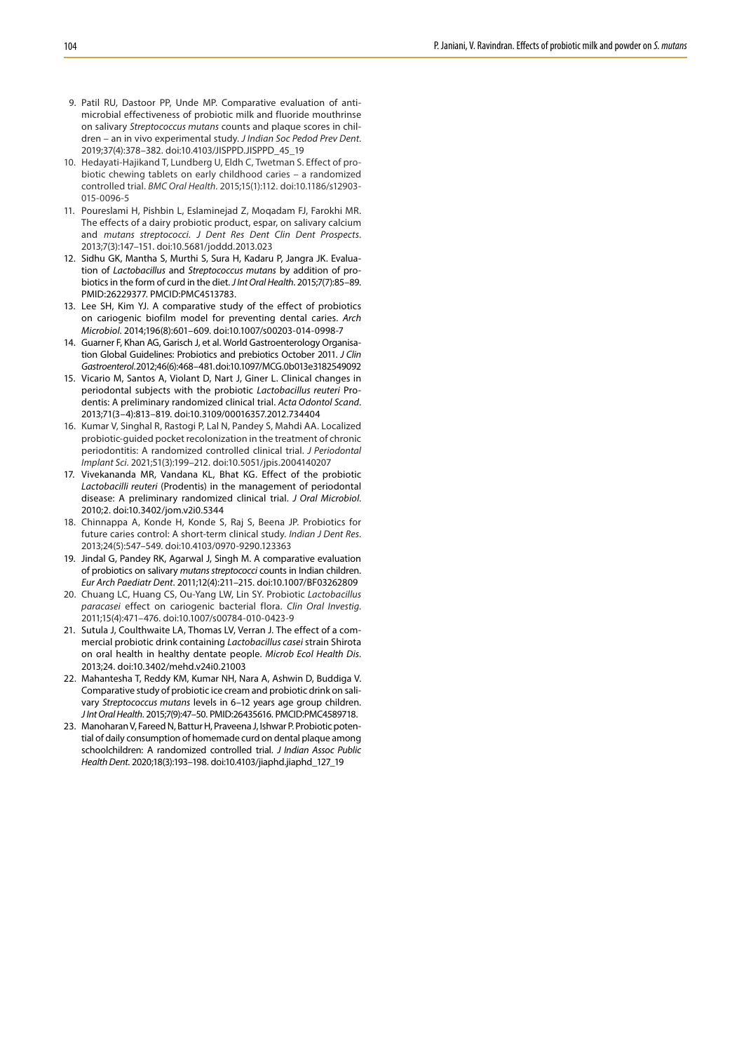9. Patil RU, Dastoor PP, Unde MP. Comparative evaluation of antimicrobial effectiveness of probiotic milk and fluoride mouthrinse on salivary *Streptococcus mutans* counts and plaque scores in children – an in vivo experimental study. *J Indian Soc Pedod Prev Dent*. 2019;37(4):378–382. doi:10.4103/JISPPD.JISPPD_45_19
10. Hedayati-Hajikand T, Lundberg U, Eldh C, Twetman S. Effect of probiotic chewing tablets on early childhood caries – a randomized controlled trial. *BMC Oral Health*. 2015;15(1):112. doi:10.1186/s12903-015-0096-5
11. Poureslami H, Pishbin L, Eslaminejad Z, Moqadam FJ, Farokhi MR. The effects of a dairy probiotic product, espar, on salivary calcium and *mutans streptococci*. *J Dent Res Dent Clin Dent Prospects*. 2013;7(3):147–151. doi:10.5681/joddd.2013.023
12. Sidhu GK, Mantha S, Murthi S, Sura H, Kadaru P, Jangra JK. Evaluation of *Lactobacillus* and *Streptococcus mutans* by addition of probiotics in the form of curd in the diet. *J Int Oral Health*. 2015;7(7):85–89. PMID:26229377. PMCID:PMC4513783.
13. Lee SH, Kim YJ. A comparative study of the effect of probiotics on cariogenic biofilm model for preventing dental caries. *Arch Microbiol*. 2014;196(8):601–609. doi:10.1007/s00203-014-0998-7
14. Guarner F, Khan AG, Garisch J, et al. World Gastroenterology Organisation Global Guidelines: Probiotics and prebiotics October 2011. *J Clin Gastroenterol*. 2012;46(6):468–481. doi:10.1097/MCG.0b013e3182549092
15. Vicario M, Santos A, Violant D, Nart J, Giner L. Clinical changes in periodontal subjects with the probiotic *Lactobacillus reuteri* Prodentis: A preliminary randomized clinical trial. *Acta Odontol Scand*. 2013;71(3–4):813–819. doi:10.3109/00016357.2012.734404
16. Kumar V, Singhal R, Rastogi P, Lal N, Pandey S, Mahdi AA. Localized probiotic-guided pocket recolonization in the treatment of chronic periodontitis: A randomized controlled clinical trial. *J Periodontal Implant Sci*. 2021;51(3):199–212. doi:10.5051/jpis.2004140207
17. Vivekananda MR, Vandana KL, Bhat KG. Effect of the probiotic *Lactobacilli reuteri* (Prodentis) in the management of periodontal disease: A preliminary randomized clinical trial. *J Oral Microbiol*. 2010;2. doi:10.3402/jom.v2i0.5344
18. Chinnappa A, Konde H, Konde S, Raj S, Beena JP. Probiotics for future caries control: A short-term clinical study. *Indian J Dent Res*. 2013;24(5):547–549. doi:10.4103/0970-9290.123363
19. Jindal G, Pandey RK, Agarwal J, Singh M. A comparative evaluation of probiotics on salivary *mutans streptococci* counts in Indian children. *Eur Arch Paediatr Dent*. 2011;12(4):211–215. doi:10.1007/BF03262809
20. Chuang LC, Huang CS, Ou-Yang LW, Lin SY. Probiotic *Lactobacillus paracasei* effect on cariogenic bacterial flora. *Clin Oral Investig*. 2011;15(4):471–476. doi:10.1007/s00784-010-0423-9
21. Sutula J, Coulthwaite LA, Thomas LV, Verran J. The effect of a commercial probiotic drink containing *Lactobacillus casei* strain Shirota on oral health in healthy dentate people. *Microb Ecol Health Dis*. 2013;24. doi:10.3402/mehd.v24i0.21003
22. Mahantesha T, Reddy KM, Kumar NH, Nara A, Ashwin D, Buddiga V. Comparative study of probiotic ice cream and probiotic drink on salivary *Streptococcus mutans* levels in 6–12 years age group children. *J Int Oral Health*. 2015;7(9):47–50. PMID:26435616. PMCID:PMC4589718.
23. Manoharan V, Fareed N, Battur H, Praveena J, Ishwar P. Probiotic potential of daily consumption of homemade curd on dental plaque among schoolchildren: A randomized controlled trial. *J Indian Assoc Public Health Dent*. 2020;18(3):193–198. doi:10.4103/jiaphd.jiaphd_127_19